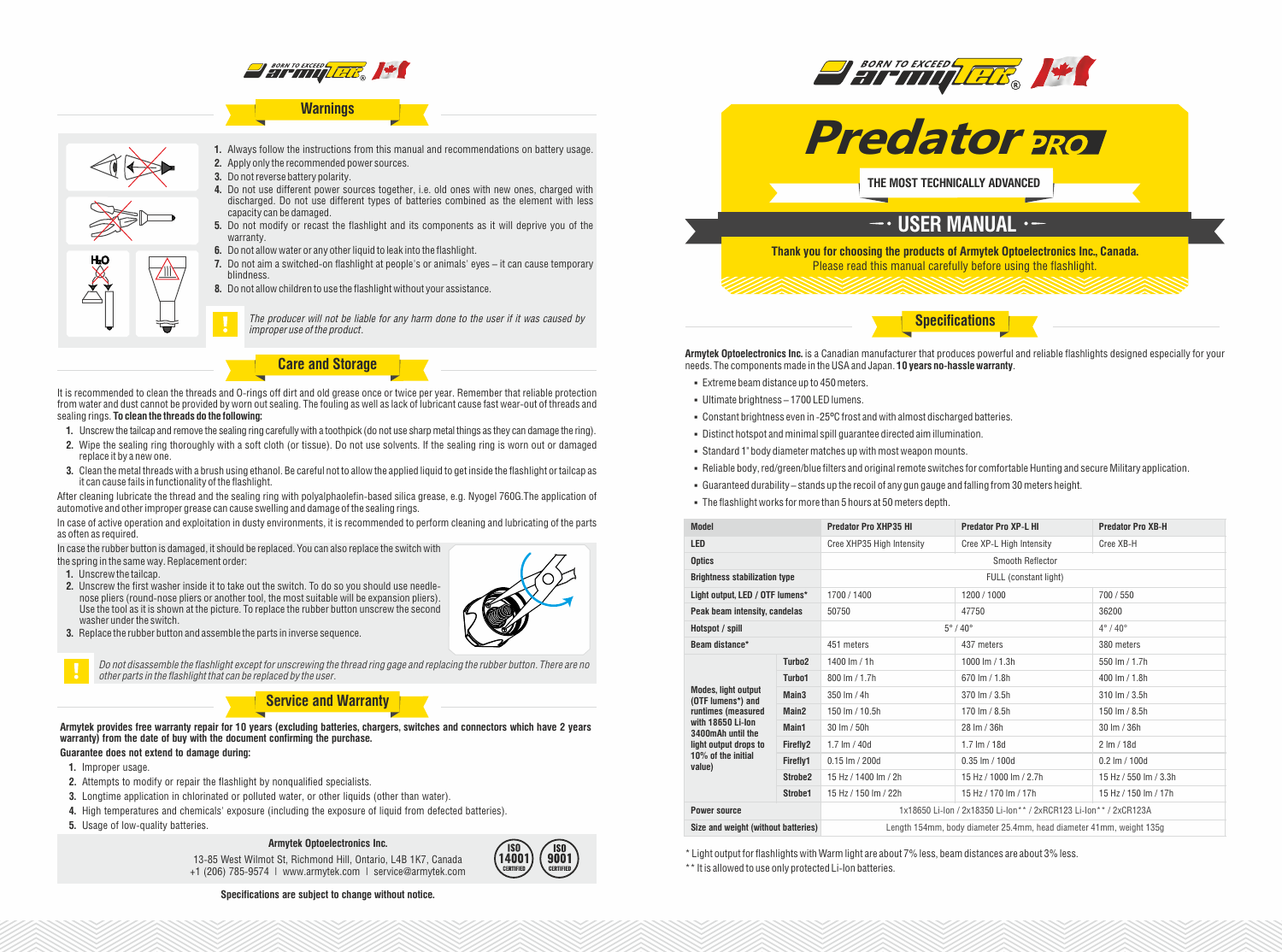## Warnings

1. Always follow the instructions from this manual and recommendations on battery usage.
2. Apply only the recommended power sources.
3. Do not reverse battery polarity.
4. Do not use different power sources together, i.e. old ones with new ones, charged with discharged. Do not use different types of batteries combined as the element with less capacity can be damaged.
5. Do not modify or recast the flashlight and its components as it will deprive you of the warranty.
6. Do not allow water or any other liquid to leak into the flashlight.
7. Do not aim a switched-on flashlight at people's or animals' eyes – it can cause temporary blindness.
8. Do not allow children to use the flashlight without your assistance.

*The producer will not be liable for any harm done to the user if it was caused by improper use of the product.*

## Care and Storage

It is recommended to clean the threads and O-rings off dirt and old grease once or twice per year. Remember that reliable protection from water and dust cannot be provided by worn out sealing. The fouling as well as lack of lubricant cause fast wear-out of threads and sealing rings. **To clean the threads do the following:**

1. Unscrew the tailcap and remove the sealing ring carefully with a toothpick (do not use sharp metal things as they can damage the ring).
2. Wipe the sealing ring thoroughly with a soft cloth (or tissue). Do not use solvents. If the sealing ring is worn out or damaged replace it by a new one.
3. Clean the metal threads with a brush using ethanol. Be careful not to allow the applied liquid to get inside the flashlight or tailcap as it can cause fails in functionality of the flashlight.

After cleaning lubricate the thread and the sealing ring with polyalphaolefin-based silica grease, e.g. Nyogel 760G.The application of automotive and other improper grease can cause swelling and damage of the sealing rings.

In case of active operation and exploitation in dusty environments, it is recommended to perform cleaning and lubricating of the parts as often as required.

In case the rubber button is damaged, it should be replaced. You can also replace the switch with the spring in the same way. Replacement order:

1. Unscrew the tailcap.
2. Unscrew the first washer inside it to take out the switch. To do so you should use needle-nose pliers (round-nose pliers or another tool, the most suitable will be expansion pliers). Use the tool as it is shown at the picture. To replace the rubber button unscrew the second washer under the switch.
3. Replace the rubber button and assemble the parts in inverse sequence.

*Do not disassemble the flashlight except for unscrewing the thread ring gage and replacing the rubber button. There are no other parts in the flashlight that can be replaced by the user.*

## Service and Warranty

**Armytek provides free warranty repair for 10 years (excluding batteries, chargers, switches and connectors which have 2 years warranty) from the date of buy with the document confirming the purchase.**

**Guarantee does not extend to damage during:**

1. Improper usage.
2. Attempts to modify or repair the flashlight by nonqualified specialists.
3. Longtime application in chlorinated or polluted water, or other liquids (other than water).
4. High temperatures and chemicals' exposure (including the exposure of liquid from defected batteries).
5. Usage of low-quality batteries.

**Armytek Optoelectronics Inc.**

13-85 West Wilmot St, Richmond Hill, Ontario, L4B 1K7, Canada
+1 (206) 785-9574 | www.armytek.com | service@armytek.com

ISO 14001 CERTIFIED | ISO 9001 CERTIFIED

**Specifications are subject to change without notice.**

# Predator PRO

**THE MOST TECHNICALLY ADVANCED**

## USER MANUAL

**Thank you for choosing the products of Armytek Optoelectronics Inc., Canada.**
Please read this manual carefully before using the flashlight.

## Specifications

**Armytek Optoelectronics Inc.** is a Canadian manufacturer that produces powerful and reliable flashlights designed especially for your needs. The components made in the USA and Japan. **10 years no-hassle warranty**.

- Extreme beam distance up to 450 meters.
- Ultimate brightness – 1700 LED lumens.
- Constant brightness even in -25°C frost and with almost discharged batteries.
- Distinct hotspot and minimal spill guarantee directed aim illumination.
- Standard 1" body diameter matches up with most weapon mounts.
- Reliable body, red/green/blue filters and original remote switches for comfortable Hunting and secure Military application.
- Guaranteed durability – stands up the recoil of any gun gauge and falling from 30 meters height.
- The flashlight works for more than 5 hours at 50 meters depth.

| Model | | Predator Pro XHP35 HI | Predator Pro XP-L HI | Predator Pro XB-H |
|---|---|---|---|---|
| LED | | Cree XHP35 High Intensity | Cree XP-L High Intensity | Cree XB-H |
| Optics | | Smooth Reflector | | |
| Brightness stabilization type | | FULL (constant light) | | |
| Light output, LED / OTF lumens* | | 1700 / 1400 | 1200 / 1000 | 700 / 550 |
| Peak beam intensity, candelas | | 50750 | 47750 | 36200 |
| Hotspot / spill | | 5° / 40° | | 4° / 40° |
| Beam distance* | | 451 meters | 437 meters | 380 meters |
| Modes, light output (OTF lumens*) and runtimes (measured with 18650 Li-Ion 3400mAh until the light output drops to 10% of the initial value) | Turbo2 | 1400 lm / 1h | 1000 lm / 1.3h | 550 lm / 1.7h |
| | Turbo1 | 800 lm / 1.7h | 670 lm / 1.8h | 400 lm / 1.8h |
| | Main3 | 350 lm / 4h | 370 lm / 3.5h | 310 lm / 3.5h |
| | Main2 | 150 lm / 10.5h | 170 lm / 8.5h | 150 lm / 8.5h |
| | Main1 | 30 lm / 50h | 28 lm / 36h | 30 lm / 36h |
| | Firefly2 | 1.7 lm / 40d | 1.7 lm / 18d | 2 lm / 18d |
| | Firefly1 | 0.15 lm / 200d | 0.35 lm / 100d | 0.2 lm / 100d |
| | Strobe2 | 15 Hz / 1400 lm / 2h | 15 Hz / 1000 lm / 2.7h | 15 Hz / 550 lm / 3.3h |
| | Strobe1 | 15 Hz / 150 lm / 22h | 15 Hz / 170 lm / 17h | 15 Hz / 150 lm / 17h |
| Power source | | 1x18650 Li-Ion** / 2x18350 Li-Ion** / 2xRCR123 Li-Ion** / 2xCR123A | | |
| Size and weight (without batteries) | | Length 154mm, body diameter 25.4mm, head diameter 41mm, weight 135g | | |

\* Light output for flashlights with Warm light are about 7% less, beam distances are about 3% less.

\** It is allowed to use only protected Li-Ion batteries.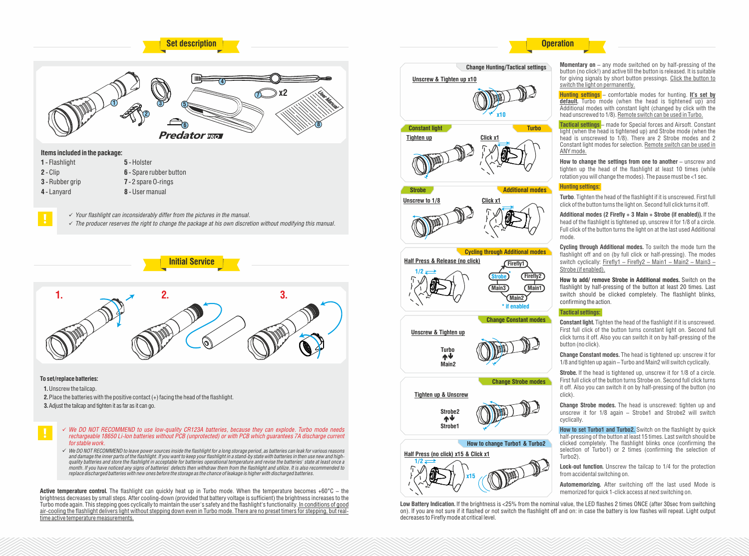## Set description

Predator PRO

x2

User Manual

**Items included in the package:**

- **1** - Flashlight
- **2** - Clip
- **3** - Rubber grip
- **4** - Lanyard
- **5** - Holster
- **6** - Spare rubber button
- **7** - 2 spare O-rings
- **8** - User manual

!

- ✓ *Your flashlight can inconsiderably differ from the pictures in the manual.*
- ✓ *The producer reserves the right to change the package at his own discretion without modifying this manual.*

## Initial Service

1. 2. 3.

**To set/replace batteries:**

1. Unscrew the tailcap.
2. Place the batteries with the positive contact (+) facing the head of the flashlight.
3. Adjust the tailcap and tighten it as far as it can go.

!

- ✓ *We DO NOT RECOMMEND to use low-quality CR123A batteries, because they can explode. Turbo mode needs rechargeable 18650 Li-Ion batteries without PCB (unprotected) or with PCB which guarantees 7A discharge current for stable work.*
- ✓ *We DO NOT RECOMMEND to leave power sources inside the flashlight for a long storage period, as batteries can leak for various reasons and damage the inner parts of the flashlight. If you want to keep your flashlight in a stand-by state with batteries in then use new and high-quality batteries and store the flashlight in acceptable for batteries operational temperature and revise the batteries' state at least once a month. If you have noticed any signs of batteries' defects then withdraw them from the flashlight and utilize. It is also recommended to replace discharged batteries with new ones before the storage as the chance of leakage is higher with discharged batteries.*

**Active temperature control.** The flashlight can quickly heat up in Turbo mode. When the temperature becomes +60°C – the brightness decreases by small steps. After cooling-down (provided that battery voltage is sufficient) the brightness increases to the Turbo mode again. This stepping goes cyclically to maintain the user's safety and the flashlight's functionality. In conditions of good air-cooling the flashlight delivers light without stepping down even in Turbo mode. There are no preset timers for stepping, but real-time active temperature measurements.

## Operation

**Change Hunting/Tactical settings**
Unscrew & Tighten up x10
x10

**Constant light** — Tighten up
**Turbo** — Click x1

**Strobe** — Unscrew to 1/8
**Additional modes** — Click x1

**Cycling through Additional modes**
Half Press & Release (no click)
1/2
Firefly1 – Firefly2 – Main1 – Main2 – Main3 – Strobe*
\* if enabled

**Change Constant modes**
Unscrew & Tighten up
Turbo ↔ Main2

**Change Strobe modes**
Tighten up & Unscrew
Strobe2 ↔ Strobe1

**How to change Turbo1 & Turbo2**
Half Press (no click) x15 & Click x1
1/2
x15

**Momentary on** – any mode switched on by half-pressing of the button (no click!) and active till the button is released. It is suitable for giving signals by short button pressings. Click the button to switch the light on permanently.

**Hunting settings** – comfortable modes for hunting. **It's set by default.** Turbo mode (when the head is tightened up) and Additional modes with constant light (changed by click with the head unscrewed to 1/8). Remote switch can be used in Turbo.

**Tactical settings** – made for Special forces and Airsoft. Constant light (when the head is tightened up) and Strobe mode (when the head is unscrewed to 1/8). There are 2 Strobe modes and 2 Constant light modes for selection. Remote switch can be used in ANY mode.

**How to change the settings from one to another** – unscrew and tighten up the head of the flashlight at least 10 times (while rotation you will change the modes). The pause must be <1 sec.

### Hunting settings:

**Turbo**. Tighten the head of the flashlight if it is unscrewed. First full click of the button turns the light on. Second full click turns it off.

**Additional modes (2 Firefly + 3 Main + Strobe (if enabled)).** If the head of the flashlight is tightened up, unscrew it for 1/8 of a circle. Full click of the button turns the light on at the last used Additional mode.

**Cycling through Additional modes.** To switch the mode turn the flashlight off and on (by full click or half-pressing). The modes switch cyclically: Firefly1 – Firefly2 – Main1 – Main2 – Main3 – Strobe (if enabled).

**How to add/ remove Strobe in Additional modes.** Switch on the flashlight by half-pressing of the button at least 20 times. Last switch should be clicked completely. The flashlight blinks, confirming the action.

### Tactical settings:

**Constant light.** Tighten the head of the flashlight if it is unscrewed. First full click of the button turns constant light on. Second full click turns it off. Also you can switch it on by half-pressing of the button (no click).

**Change Constant modes.** The head is tightened up: unscrew it for 1/8 and tighten up again – Turbo and Main2 will switch cyclically.

**Strobe.** If the head is tightened up, unscrew it for 1/8 of a circle. First full click of the button turns Strobe on. Second full click turns it off. Also you can switch it on by half-pressing of the button (no click).

**Change Strobe modes.** The head is unscrewed: tighten up and unscrew it for 1/8 again – Strobe1 and Strobe2 will switch cyclically.

**How to set Turbo1 and Turbo2.** Switch on the flashlight by quick half-pressing of the button at least 15 times. Last switch should be clicked completely. The flashlight blinks once (confirming the selection of Turbo1) or 2 times (confirming the selection of Turbo2).

**Lock-out function.** Unscrew the tailcap to 1/4 for the protection from accidental switching on.

**Automemorizing.** After switching off the last used Mode is memorized for quick 1-click access at next switching on.

**Low Battery Indication.** If the brightness is <25% from the nominal value, the LED flashes 2 times ONCE (after 30sec from switching on). If you are not sure if it flashed or not switch the flashlight off and on: in case the battery is low flashes will repeat. Light output decreases to Firefly mode at critical level.